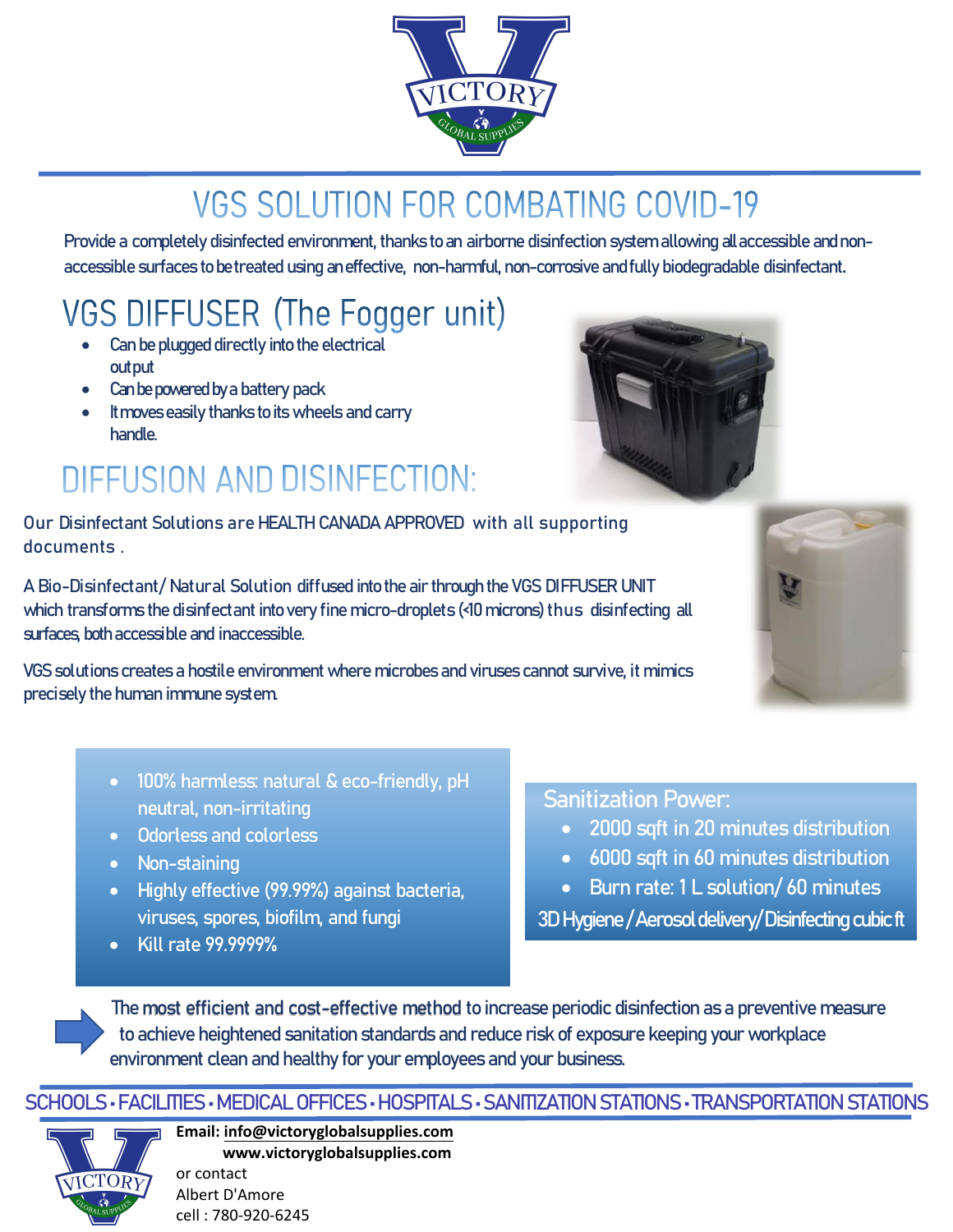# VGS SOLUTION FOR COMBATING COVID-19

Provide a completely disinfected environment, thanks to an airborne disinfection system allowing all accessible and non-accessible surfaces to be treated using an effective, non-harmful, non-corrosive and fully biodegradable disinfectant.

## VGS DIFFUSER (The Fogger unit)

- Can be plugged directly into the electrical output
- Can be powered by a battery pack
- It moves easily thanks to its wheels and carry handle.

## DIFFUSION AND DISINFECTION:

Our Disinfectant Solutions are HEALTH CANADA APPROVED with all supporting documents .

A Bio-Disinfectant/ Natural Solution diffused into the air through the VGS DIFFUSER UNIT which transforms the disinfectant into very fine micro-droplets (<10 microns) thus disinfecting all surfaces, both accessible and inaccessible.

VGS solutions creates a hostile environment where microbes and viruses cannot survive, it mimics precisely the human immune system.

- 100% harmless: natural & eco-friendly, pH neutral, non-irritating
- Odorless and colorless
- Non-staining
- Highly effective (99.99%) against bacteria, viruses, spores, biofilm, and fungi
- Kill rate 99.9999%

Sanitization Power:

- 2000 sqft in 20 minutes distribution
- 6000 sqft in 60 minutes distribution
- Burn rate: 1 L solution/ 60 minutes

3D Hygiene / Aerosol delivery/ Disinfecting cubic ft

The **most efficient and cost-effective method** to increase periodic disinfection as a preventive measure to achieve heightened sanitation standards and reduce risk of exposure keeping your workplace environment clean and healthy for your employees and your business.

SCHOOLS • FACILITIES • MEDICAL OFFICES • HOSPITALS • SANITIZATION STATIONS • TRANSPORTATION STATIONS

**Email: info@victoryglobalsupplies.com**
**www.victoryglobalsupplies.com**
or contact
Albert D'Amore
cell : 780-920-6245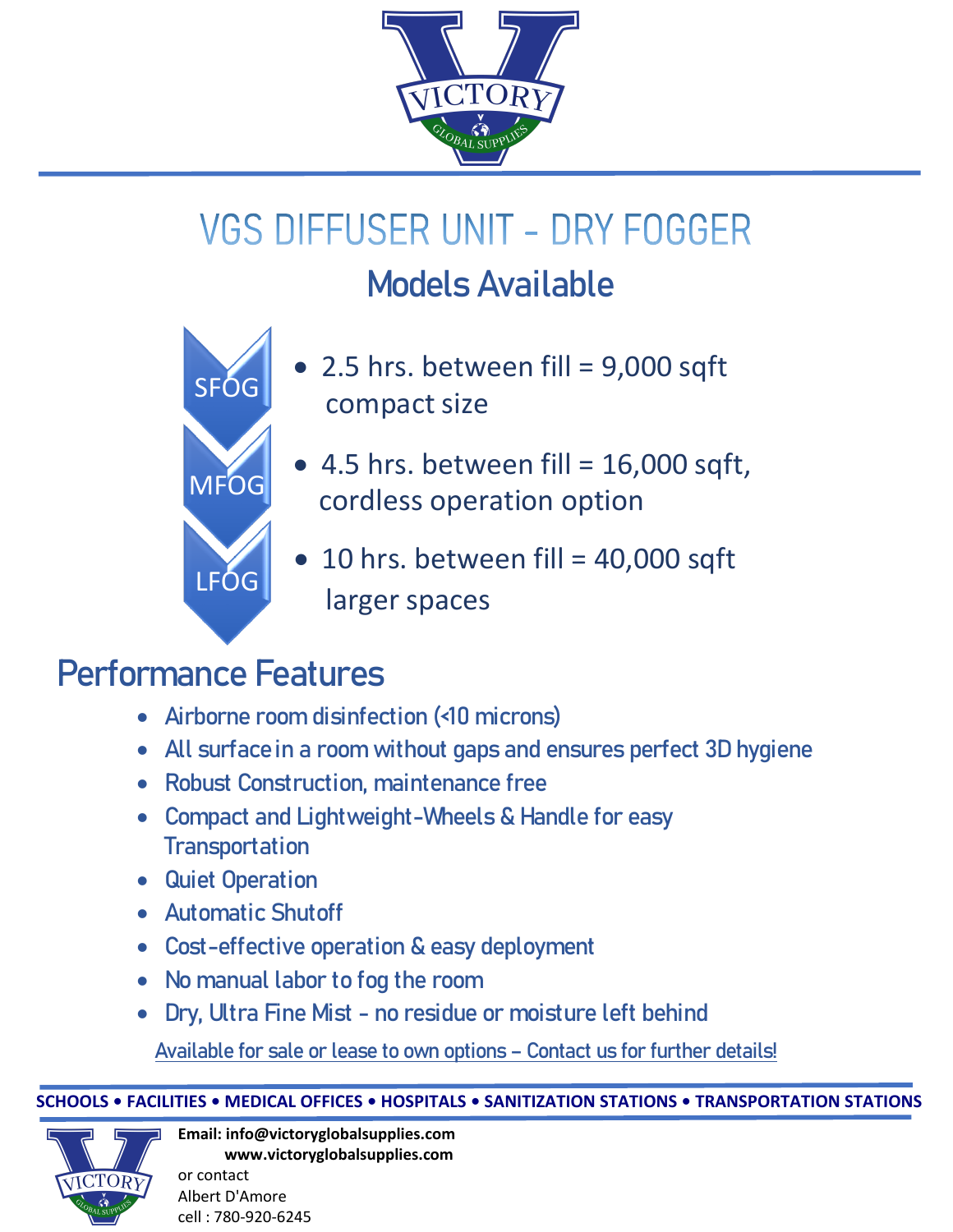# VGS DIFFUSER UNIT - DRY FOGGER

## Models Available

**SFOG**
- 2.5 hrs. between fill = 9,000 sqft compact size

**MFOG**
- 4.5 hrs. between fill = 16,000 sqft, cordless operation option

**LFOG**
- 10 hrs. between fill = 40,000 sqft larger spaces

## Performance Features

- Airborne room disinfection (<10 microns)
- All surface in a room without gaps and ensures perfect 3D hygiene
- Robust Construction, maintenance free
- Compact and Lightweight-Wheels & Handle for easy Transportation
- Quiet Operation
- Automatic Shutoff
- Cost-effective operation & easy deployment
- No manual labor to fog the room
- Dry, Ultra Fine Mist - no residue or moisture left behind

Available for sale or lease to own options – Contact us for further details!

**SCHOOLS • FACILITIES • MEDICAL OFFICES • HOSPITALS • SANITIZATION STATIONS • TRANSPORTATION STATIONS**

**Email: info@victoryglobalsupplies.com**
**www.victoryglobalsupplies.com**
or contact
Albert D'Amore
cell : 780-920-6245